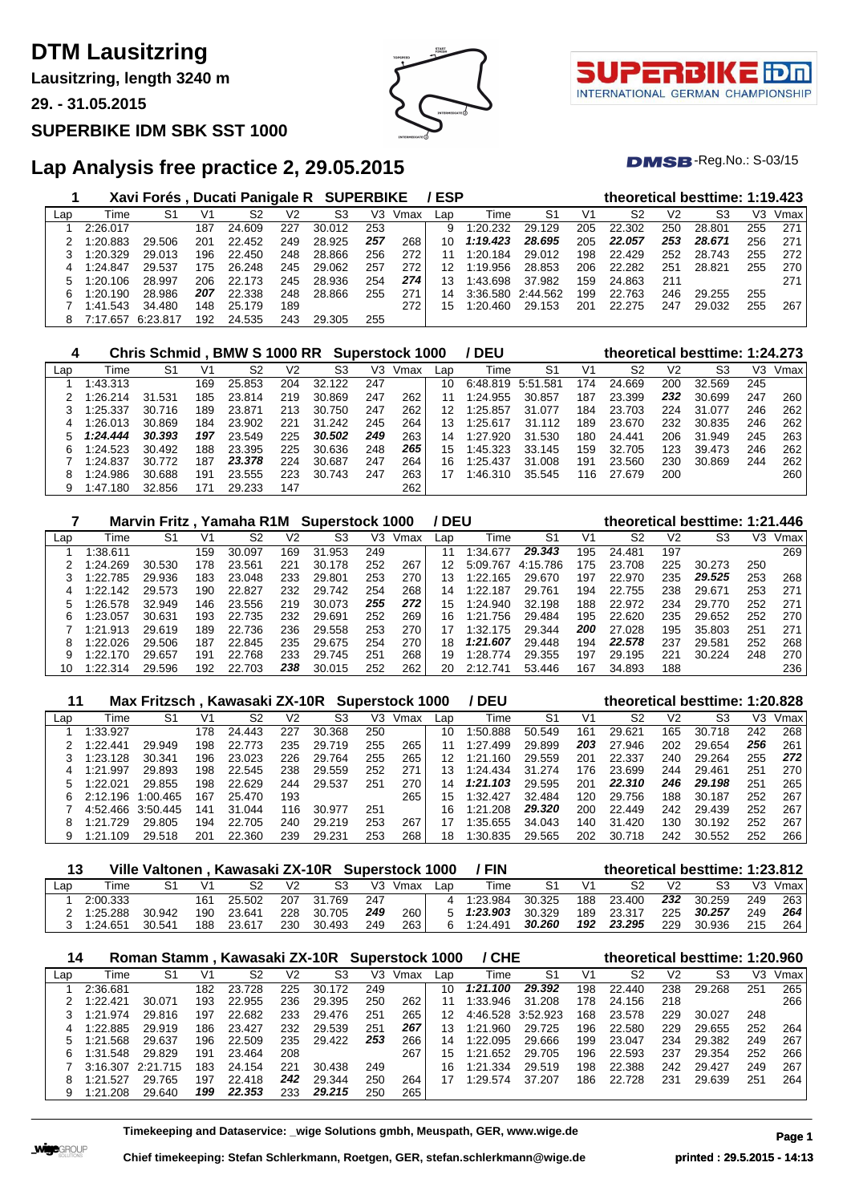# DTM Lausitzring

**Lausitzring, length 3240 m**

**29. - 31.05.2015**

**SUPERBIKE IDM SBK SST 1000**

## Lap Analysis free practice 2, 29.05.2015

DMSB-Reg.No.: S-03/15

### 1 Xavi Forés , Ducati Panigale R SUPERBIKE / ESP — theoretical besttime: 1:19.423

| Lap | Time | S1 | V1 | S2 | V2 | S3 | V3 | Vmax | Lap | Time | S1 | V1 | S2 | V2 | S3 | V3 | Vmax |
|---|---|---|---|---|---|---|---|---|---|---|---|---|---|---|---|---|---|
| 1 | 2:26.017 | | 187 | 24.609 | 227 | 30.012 | 253 | | 9 | 1:20.232 | 29.129 | 205 | 22.302 | 250 | 28.801 | 255 | 271 |
| 2 | 1:20.883 | 29.506 | 201 | 22.452 | 249 | 28.925 | **257** | 268 | 10 | **1:19.423** | **28.695** | 205 | **22.057** | **253** | **28.671** | 256 | 271 |
| 3 | 1:20.329 | 29.013 | 196 | 22.450 | 248 | 28.866 | 256 | 272 | 11 | 1:20.184 | 29.012 | 198 | 22.429 | 252 | 28.743 | 255 | 272 |
| 4 | 1:24.847 | 29.537 | 175 | 26.248 | 245 | 29.062 | 257 | 272 | 12 | 1:19.956 | 28.853 | 206 | 22.282 | 251 | 28.821 | 255 | 270 |
| 5 | 1:20.106 | 28.997 | 206 | 22.173 | 245 | 28.936 | 254 | **274** | 13 | 1:43.698 | 37.982 | 159 | 24.863 | 211 | | | 271 |
| 6 | 1:20.190 | 28.986 | **207** | 22.338 | 248 | 28.866 | 255 | 271 | 14 | 3:36.580 | 2:44.562 | 199 | 22.763 | 246 | 29.255 | 255 | |
| 7 | 1:41.543 | 34.480 | 148 | 25.179 | 189 | | | 272 | 15 | 1:20.460 | 29.153 | 201 | 22.275 | 247 | 29.032 | 255 | 267 |
| 8 | 7:17.657 | 6:23.817 | 192 | 24.535 | 243 | 29.305 | 255 | | | | | | | | | | |

### 4 Chris Schmid , BMW S 1000 RR Superstock 1000 / DEU — theoretical besttime: 1:24.273

| Lap | Time | S1 | V1 | S2 | V2 | S3 | V3 | Vmax | Lap | Time | S1 | V1 | S2 | V2 | S3 | V3 | Vmax |
|---|---|---|---|---|---|---|---|---|---|---|---|---|---|---|---|---|---|
| 1 | 1:43.313 | | 169 | 25.853 | 204 | 32.122 | 247 | | 10 | 6:48.819 | 5:51.581 | 174 | 24.669 | 200 | 32.569 | 245 | |
| 2 | 1:26.214 | 31.531 | 185 | 23.814 | 219 | 30.869 | 247 | 262 | 11 | 1:24.955 | 30.857 | 187 | 23.399 | **232** | 30.699 | 247 | 260 |
| 3 | 1:25.337 | 30.716 | 189 | 23.871 | 213 | 30.750 | 247 | 262 | 12 | 1:25.857 | 31.077 | 184 | 23.703 | 224 | 31.077 | 246 | 262 |
| 4 | 1:26.013 | 30.869 | 184 | 23.902 | 221 | 31.242 | 245 | 264 | 13 | 1:25.617 | 31.112 | 189 | 23.670 | 232 | 30.835 | 246 | 262 |
| 5 | **1:24.444** | **30.393** | **197** | 23.549 | 225 | **30.502** | **249** | 263 | 14 | 1:27.920 | 31.530 | 180 | 24.441 | 206 | 31.949 | 245 | 263 |
| 6 | 1:24.523 | 30.492 | 188 | 23.395 | 225 | 30.636 | 248 | **265** | 15 | 1:45.323 | 33.145 | 159 | 32.705 | 123 | 39.473 | 246 | 262 |
| 7 | 1:24.837 | 30.772 | 187 | **23.378** | 224 | 30.687 | 247 | 264 | 16 | 1:25.437 | 31.008 | 191 | 23.560 | 230 | 30.869 | 244 | 262 |
| 8 | 1:24.986 | 30.688 | 191 | 23.555 | 223 | 30.743 | 247 | 263 | 17 | 1:46.310 | 35.545 | 116 | 27.679 | 200 | | | 260 |
| 9 | 1:47.180 | 32.856 | 171 | 29.233 | 147 | | | 262 | | | | | | | | | |

### 7 Marvin Fritz , Yamaha R1M Superstock 1000 / DEU — theoretical besttime: 1:21.446

| Lap | Time | S1 | V1 | S2 | V2 | S3 | V3 | Vmax | Lap | Time | S1 | V1 | S2 | V2 | S3 | V3 | Vmax |
|---|---|---|---|---|---|---|---|---|---|---|---|---|---|---|---|---|---|
| 1 | 1:38.611 | | 159 | 30.097 | 169 | 31.953 | 249 | | 11 | 1:34.677 | **29.343** | 195 | 24.481 | 197 | | | 269 |
| 2 | 1:24.269 | 30.530 | 178 | 23.561 | 221 | 30.178 | 252 | 267 | 12 | 5:09.767 | 4:15.786 | 175 | 23.708 | 225 | 30.273 | 250 | |
| 3 | 1:22.785 | 29.936 | 183 | 23.048 | 233 | 29.801 | 253 | 270 | 13 | 1:22.165 | 29.670 | 197 | 22.970 | 235 | **29.525** | 253 | 268 |
| 4 | 1:22.142 | 29.573 | 190 | 22.827 | 232 | 29.742 | 254 | 268 | 14 | 1:22.187 | 29.761 | 194 | 22.755 | 238 | 29.671 | 253 | 271 |
| 5 | 1:26.578 | 32.949 | 146 | 23.556 | 219 | 30.073 | **255** | **272** | 15 | 1:24.940 | 32.198 | 188 | 22.972 | 234 | 29.770 | 252 | 271 |
| 6 | 1:23.057 | 30.631 | 193 | 22.735 | 232 | 29.691 | 252 | 269 | 16 | 1:21.756 | 29.484 | 195 | 22.620 | 235 | 29.652 | 252 | 270 |
| 7 | 1:21.913 | 29.619 | 189 | 22.736 | 236 | 29.558 | 253 | 270 | 17 | 1:32.175 | 29.344 | **200** | 27.028 | 195 | 35.803 | 251 | 271 |
| 8 | 1:22.026 | 29.506 | 187 | 22.845 | 235 | 29.675 | 254 | 270 | 18 | **1:21.607** | 29.448 | 194 | **22.578** | 237 | 29.581 | 252 | 268 |
| 9 | 1:22.170 | 29.657 | 191 | 22.768 | 233 | 29.745 | 251 | 268 | 19 | 1:28.774 | 29.355 | 197 | 29.195 | 221 | 30.224 | 248 | 270 |
| 10 | 1:22.314 | 29.596 | 192 | 22.703 | **238** | 30.015 | 252 | 262 | 20 | 2:12.741 | 53.446 | 167 | 34.893 | 188 | | | 236 |

### 11 Max Fritzsch , Kawasaki ZX-10R Superstock 1000 / DEU — theoretical besttime: 1:20.828

| Lap | Time | S1 | V1 | S2 | V2 | S3 | V3 | Vmax | Lap | Time | S1 | V1 | S2 | V2 | S3 | V3 | Vmax |
|---|---|---|---|---|---|---|---|---|---|---|---|---|---|---|---|---|---|
| 1 | 1:33.927 | | 178 | 24.443 | 227 | 30.368 | 250 | | 10 | 1:50.888 | 50.549 | 161 | 29.621 | 165 | 30.718 | 242 | 268 |
| 2 | 1:22.441 | 29.949 | 198 | 22.773 | 235 | 29.719 | 255 | 265 | 11 | 1:27.499 | 29.899 | **203** | 27.946 | 202 | 29.654 | **256** | 261 |
| 3 | 1:23.128 | 30.341 | 196 | 23.023 | 226 | 29.764 | 255 | 265 | 12 | 1:21.160 | 29.559 | 201 | 22.337 | 240 | 29.264 | 255 | **272** |
| 4 | 1:21.997 | 29.893 | 198 | 22.545 | 238 | 29.559 | 252 | 271 | 13 | 1:24.434 | 31.274 | 176 | 23.699 | 244 | 29.461 | 251 | 270 |
| 5 | 1:22.021 | 29.855 | 198 | 22.629 | 244 | 29.537 | 251 | 270 | 14 | **1:21.103** | 29.595 | 201 | **22.310** | **246** | **29.198** | 251 | 265 |
| 6 | 2:12.196 | 1:00.465 | 167 | 25.470 | 193 | | | 265 | 15 | 1:32.427 | 32.484 | 120 | 29.756 | 188 | 30.187 | 252 | 267 |
| 7 | 4:52.466 | 3:50.445 | 141 | 31.044 | 116 | 30.977 | 251 | | 16 | 1:21.208 | **29.320** | 200 | 22.449 | 242 | 29.439 | 252 | 267 |
| 8 | 1:21.729 | 29.805 | 194 | 22.705 | 240 | 29.219 | 253 | 267 | 17 | 1:35.655 | 34.043 | 140 | 31.420 | 130 | 30.192 | 252 | 267 |
| 9 | 1:21.109 | 29.518 | 201 | 22.360 | 239 | 29.231 | 253 | 268 | 18 | 1:30.835 | 29.565 | 202 | 30.718 | 242 | 30.552 | 252 | 266 |

### 13 Ville Valtonen , Kawasaki ZX-10R Superstock 1000 / FIN — theoretical besttime: 1:23.812

| Lap | Time | S1 | V1 | S2 | V2 | S3 | V3 | Vmax | Lap | Time | S1 | V1 | S2 | V2 | S3 | V3 | Vmax |
|---|---|---|---|---|---|---|---|---|---|---|---|---|---|---|---|---|---|
| 1 | 2:00.333 | | 161 | 25.502 | 207 | 31.769 | 247 | | 4 | 1:23.984 | 30.325 | 188 | 23.400 | **232** | 30.259 | 249 | 263 |
| 2 | 1:25.288 | 30.942 | 190 | 23.641 | 228 | 30.705 | **249** | 260 | 5 | **1:23.903** | 30.329 | 189 | 23.317 | 225 | **30.257** | 249 | **264** |
| 3 | 1:24.651 | 30.541 | 188 | 23.617 | 230 | 30.493 | 249 | 263 | 6 | 1:24.491 | **30.260** | **192** | **23.295** | 229 | 30.936 | 215 | 264 |

### 14 Roman Stamm , Kawasaki ZX-10R Superstock 1000 / CHE — theoretical besttime: 1:20.960

| Lap | Time | S1 | V1 | S2 | V2 | S3 | V3 | Vmax | Lap | Time | S1 | V1 | S2 | V2 | S3 | V3 | Vmax |
|---|---|---|---|---|---|---|---|---|---|---|---|---|---|---|---|---|---|
| 1 | 2:36.681 | | 182 | 23.728 | 225 | 30.172 | 249 | | 10 | **1:21.100** | **29.392** | 198 | 22.440 | 238 | 29.268 | 251 | 265 |
| 2 | 1:22.421 | 30.071 | 193 | 22.955 | 236 | 29.395 | 250 | 262 | 11 | 1:33.946 | 31.208 | 178 | 24.156 | 218 | | | 266 |
| 3 | 1:21.974 | 29.816 | 197 | 22.682 | 233 | 29.476 | 251 | 265 | 12 | 4:46.528 | 3:52.923 | 168 | 23.578 | 229 | 30.027 | 248 | |
| 4 | 1:22.885 | 29.919 | 186 | 23.427 | 232 | 29.539 | 251 | **267** | 13 | 1:21.960 | 29.725 | 196 | 22.580 | 229 | 29.655 | 252 | 264 |
| 5 | 1:21.568 | 29.637 | 196 | 22.509 | 235 | 29.422 | **253** | 266 | 14 | 1:22.095 | 29.666 | 199 | 23.047 | 234 | 29.382 | 249 | 267 |
| 6 | 1:31.548 | 29.829 | 191 | 23.464 | 208 | | | 267 | 15 | 1:21.652 | 29.705 | 196 | 22.593 | 237 | 29.354 | 252 | 266 |
| 7 | 3:16.307 | 2:21.715 | 183 | 24.154 | 221 | 30.438 | 249 | | 16 | 1:21.334 | 29.519 | 198 | 22.388 | 242 | 29.427 | 249 | 267 |
| 8 | 1:21.527 | 29.765 | 197 | 22.418 | **242** | 29.344 | 250 | 264 | 17 | 1:29.574 | 37.207 | 186 | 22.728 | 231 | 29.639 | 251 | 264 |
| 9 | 1:21.208 | 29.640 | **199** | **22.353** | 233 | **29.215** | 250 | 265 | | | | | | | | | |

**Timekeeping and Dataservice: _wige Solutions gmbh, Meuspath, GER, www.wige.de**

**Chief timekeeping: Stefan Schlerkmann, Roetgen, GER, stefan.schlerkmann@wige.de**

**printed : 29.5.2015 - 14:13**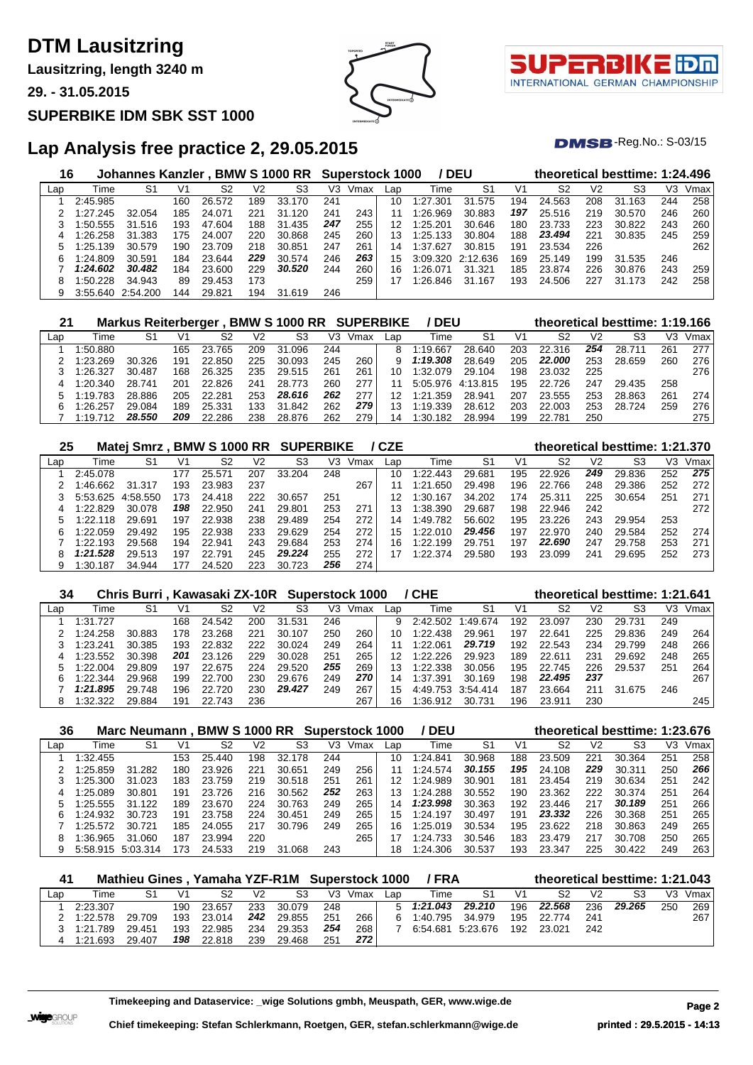# DTM Lausitzring

**Lausitzring, length 3240 m**

**29. - 31.05.2015**

**SUPERBIKE IDM SBK SST 1000**

## Lap Analysis free practice 2, 29.05.2015

DMSB-Reg.No.: S-03/15

### 16 Johannes Kanzler , BMW S 1000 RR Superstock 1000 / DEU — theoretical besttime: 1:24.496

| Lap | Time | S1 | V1 | S2 | V2 | S3 | V3 | Vmax | Lap | Time | S1 | V1 | S2 | V2 | S3 | V3 | Vmax |
|---|---|---|---|---|---|---|---|---|---|---|---|---|---|---|---|---|---|
| 1 | 2:45.985 | | 160 | 26.572 | 189 | 33.170 | 241 | | 10 | 1:27.301 | 31.575 | 194 | 24.563 | 208 | 31.163 | 244 | 258 |
| 2 | 1:27.245 | 32.054 | 185 | 24.071 | 221 | 31.120 | 241 | 243 | 11 | 1:26.969 | 30.883 | ***197*** | 25.516 | 219 | 30.570 | 246 | 260 |
| 3 | 1:50.555 | 31.516 | 193 | 47.604 | 188 | 31.435 | ***247*** | 255 | 12 | 1:25.201 | 30.646 | 180 | 23.733 | 223 | 30.822 | 243 | 260 |
| 4 | 1:26.258 | 31.383 | 175 | 24.007 | 220 | 30.868 | 245 | 260 | 13 | 1:25.133 | 30.804 | 188 | ***23.494*** | 221 | 30.835 | 245 | 259 |
| 5 | 1:25.139 | 30.579 | 190 | 23.709 | 218 | 30.851 | 247 | 261 | 14 | 1:37.627 | 30.815 | 191 | 23.534 | 226 | | | 262 |
| 6 | 1:24.809 | 30.591 | 184 | 23.644 | ***229*** | 30.574 | 246 | ***263*** | 15 | 3:09.320 | 2:12.636 | 169 | 25.149 | 199 | 31.535 | 246 | |
| 7 | ***1:24.602*** | ***30.482*** | 184 | 23.600 | 229 | ***30.520*** | 244 | 260 | 16 | 1:26.071 | 31.321 | 185 | 23.874 | 226 | 30.876 | 243 | 259 |
| 8 | 1:50.228 | 34.943 | 89 | 29.453 | 173 | | | 259 | 17 | 1:26.846 | 31.167 | 193 | 24.506 | 227 | 31.173 | 242 | 258 |
| 9 | 3:55.640 | 2:54.200 | 144 | 29.821 | 194 | 31.619 | 246 | | | | | | | | | | |

### 21 Markus Reiterberger , BMW S 1000 RR SUPERBIKE / DEU — theoretical besttime: 1:19.166

| Lap | Time | S1 | V1 | S2 | V2 | S3 | V3 | Vmax | Lap | Time | S1 | V1 | S2 | V2 | S3 | V3 | Vmax |
|---|---|---|---|---|---|---|---|---|---|---|---|---|---|---|---|---|---|
| 1 | 1:50.880 | | 165 | 23.765 | 209 | 31.096 | 244 | | 8 | 1:19.667 | 28.640 | 203 | 22.316 | ***254*** | 28.711 | 261 | 277 |
| 2 | 1:23.269 | 30.326 | 191 | 22.850 | 225 | 30.093 | 245 | 260 | 9 | ***1:19.308*** | 28.649 | 205 | ***22.000*** | 253 | 28.659 | 260 | 276 |
| 3 | 1:26.327 | 30.487 | 168 | 26.325 | 235 | 29.515 | 261 | 261 | 10 | 1:32.079 | 29.104 | 198 | 23.032 | 225 | | | 276 |
| 4 | 1:20.340 | 28.741 | 201 | 22.826 | 241 | 28.773 | 260 | 277 | 11 | 5:05.976 | 4:13.815 | 195 | 22.726 | 247 | 29.435 | 258 | |
| 5 | 1:19.783 | 28.886 | 205 | 22.281 | 253 | ***28.616*** | ***262*** | 277 | 12 | 1:21.359 | 28.941 | 207 | 23.555 | 253 | 28.863 | 261 | 274 |
| 6 | 1:26.257 | 29.084 | 189 | 25.331 | 133 | 31.842 | 262 | ***279*** | 13 | 1:19.339 | 28.612 | 203 | 22.003 | 253 | 28.724 | 259 | 276 |
| 7 | 1:19.712 | ***28.550*** | ***209*** | 22.286 | 238 | 28.876 | 262 | 279 | 14 | 1:30.182 | 28.994 | 199 | 22.781 | 250 | | | 275 |

### 25 Matej Smrz , BMW S 1000 RR SUPERBIKE / CZE — theoretical besttime: 1:21.370

| Lap | Time | S1 | V1 | S2 | V2 | S3 | V3 | Vmax | Lap | Time | S1 | V1 | S2 | V2 | S3 | V3 | Vmax |
|---|---|---|---|---|---|---|---|---|---|---|---|---|---|---|---|---|---|
| 1 | 2:45.078 | | 177 | 25.571 | 207 | 33.204 | 248 | | 10 | 1:22.443 | 29.681 | 195 | 22.926 | ***249*** | 29.836 | 252 | ***275*** |
| 2 | 1:46.662 | 31.317 | 193 | 23.983 | 237 | | | 267 | 11 | 1:21.650 | 29.498 | 196 | 22.766 | 248 | 29.386 | 252 | 272 |
| 3 | 5:53.625 | 4:58.550 | 173 | 24.418 | 222 | 30.657 | 251 | | 12 | 1:30.167 | 34.202 | 174 | 25.311 | 225 | 30.654 | 251 | 271 |
| 4 | 1:22.829 | 30.078 | ***198*** | 22.950 | 241 | 29.801 | 253 | 271 | 13 | 1:38.390 | 29.687 | 198 | 22.946 | 242 | | | 272 |
| 5 | 1:22.118 | 29.691 | 197 | 22.938 | 238 | 29.489 | 254 | 272 | 14 | 1:49.782 | 56.602 | 195 | 23.226 | 243 | 29.954 | 253 | |
| 6 | 1:22.059 | 29.492 | 195 | 22.938 | 233 | 29.629 | 254 | 272 | 15 | 1:22.010 | ***29.456*** | 197 | 22.970 | 240 | 29.584 | 252 | 274 |
| 7 | 1:22.193 | 29.568 | 194 | 22.941 | 243 | 29.684 | 253 | 274 | 16 | 1:22.199 | 29.751 | 197 | ***22.690*** | 247 | 29.758 | 253 | 271 |
| 8 | ***1:21.528*** | 29.513 | 197 | 22.791 | 245 | ***29.224*** | 255 | 272 | 17 | 1:22.374 | 29.580 | 193 | 23.099 | 241 | 29.695 | 252 | 273 |
| 9 | 1:30.187 | 34.944 | 177 | 24.520 | 223 | 30.723 | ***256*** | 274 | | | | | | | | | |

### 34 Chris Burri , Kawasaki ZX-10R Superstock 1000 / CHE — theoretical besttime: 1:21.641

| Lap | Time | S1 | V1 | S2 | V2 | S3 | V3 | Vmax | Lap | Time | S1 | V1 | S2 | V2 | S3 | V3 | Vmax |
|---|---|---|---|---|---|---|---|---|---|---|---|---|---|---|---|---|---|
| 1 | 1:31.727 | | 168 | 24.542 | 200 | 31.531 | 246 | | 9 | 2:42.502 | 1:49.674 | 192 | 23.097 | 230 | 29.731 | 249 | |
| 2 | 1:24.258 | 30.883 | 178 | 23.268 | 221 | 30.107 | 250 | 260 | 10 | 1:22.438 | 29.961 | 197 | 22.641 | 225 | 29.836 | 249 | 264 |
| 3 | 1:23.241 | 30.385 | 193 | 22.832 | 222 | 30.024 | 249 | 264 | 11 | 1:22.061 | ***29.719*** | 192 | 22.543 | 234 | 29.799 | 248 | 266 |
| 4 | 1:23.552 | 30.398 | ***201*** | 23.126 | 229 | 30.028 | 251 | 265 | 12 | 1:22.226 | 29.923 | 189 | 22.611 | 231 | 29.692 | 248 | 265 |
| 5 | 1:22.004 | 29.809 | 197 | 22.675 | 224 | 29.520 | ***255*** | 269 | 13 | 1:22.338 | 30.056 | 195 | 22.745 | 226 | 29.537 | 251 | 264 |
| 6 | 1:22.344 | 29.968 | 199 | 22.700 | 230 | 29.676 | 249 | ***270*** | 14 | 1:37.391 | 30.169 | 198 | ***22.495*** | ***237*** | | | 267 |
| 7 | ***1:21.895*** | 29.748 | 196 | 22.720 | 230 | ***29.427*** | 249 | 267 | 15 | 4:49.753 | 3:54.414 | 187 | 23.664 | 211 | 31.675 | 246 | |
| 8 | 1:32.322 | 29.884 | 191 | 22.743 | 236 | | | 267 | 16 | 1:36.912 | 30.731 | 196 | 23.911 | 230 | | | 245 |

### 36 Marc Neumann , BMW S 1000 RR Superstock 1000 / DEU — theoretical besttime: 1:23.676

| Lap | Time | S1 | V1 | S2 | V2 | S3 | V3 | Vmax | Lap | Time | S1 | V1 | S2 | V2 | S3 | V3 | Vmax |
|---|---|---|---|---|---|---|---|---|---|---|---|---|---|---|---|---|---|
| 1 | 1:32.455 | | 153 | 25.440 | 198 | 32.178 | 244 | | 10 | 1:24.841 | 30.968 | 188 | 23.509 | 221 | 30.364 | 251 | 258 |
| 2 | 1:25.859 | 31.282 | 180 | 23.926 | 221 | 30.651 | 249 | 256 | 11 | 1:24.574 | ***30.155*** | ***195*** | 24.108 | ***229*** | 30.311 | 250 | ***266*** |
| 3 | 1:25.300 | 31.023 | 183 | 23.759 | 219 | 30.518 | 251 | 261 | 12 | 1:24.989 | 30.901 | 181 | 23.454 | 219 | 30.634 | 251 | 242 |
| 4 | 1:25.089 | 30.801 | 191 | 23.726 | 216 | 30.562 | ***252*** | 263 | 13 | 1:24.288 | 30.552 | 190 | 23.362 | 222 | 30.374 | 251 | 264 |
| 5 | 1:25.555 | 31.122 | 189 | 23.670 | 224 | 30.763 | 249 | 265 | 14 | ***1:23.998*** | 30.363 | 192 | 23.446 | 217 | ***30.189*** | 251 | 266 |
| 6 | 1:24.932 | 30.723 | 191 | 23.758 | 224 | 30.451 | 249 | 265 | 15 | 1:24.197 | 30.497 | 191 | ***23.332*** | 226 | 30.368 | 251 | 265 |
| 7 | 1:25.572 | 30.721 | 185 | 24.055 | 217 | 30.796 | 249 | 265 | 16 | 1:25.019 | 30.534 | 195 | 23.622 | 218 | 30.863 | 249 | 265 |
| 8 | 1:36.965 | 31.060 | 187 | 23.994 | 220 | | | 265 | 17 | 1:24.733 | 30.546 | 183 | 23.479 | 217 | 30.708 | 250 | 265 |
| 9 | 5:58.915 | 5:03.314 | 173 | 24.533 | 219 | 31.068 | 243 | | 18 | 1:24.306 | 30.537 | 193 | 23.347 | 225 | 30.422 | 249 | 263 |

### 41 Mathieu Gines , Yamaha YZF-R1M Superstock 1000 / FRA — theoretical besttime: 1:21.043

| Lap | Time | S1 | V1 | S2 | V2 | S3 | V3 | Vmax | Lap | Time | S1 | V1 | S2 | V2 | S3 | V3 | Vmax |
|---|---|---|---|---|---|---|---|---|---|---|---|---|---|---|---|---|---|
| 1 | 2:23.307 | | 190 | 23.657 | 233 | 30.079 | 248 | | 5 | ***1:21.043*** | ***29.210*** | 196 | ***22.568*** | 236 | ***29.265*** | 250 | 269 |
| 2 | 1:22.578 | 29.709 | 193 | 23.014 | ***242*** | 29.855 | 251 | 266 | 6 | 1:40.795 | 34.979 | 195 | 22.774 | 241 | | | 267 |
| 3 | 1:21.789 | 29.451 | 193 | 22.985 | 234 | 29.353 | ***254*** | 268 | 7 | 6:54.681 | 5:23.676 | 192 | 23.021 | 242 | | | |
| 4 | 1:21.693 | 29.407 | ***198*** | 22.818 | 239 | 29.468 | 251 | ***272*** | | | | | | | | | |

**Timekeeping and Dataservice: _wige Solutions gmbh, Meuspath, GER, www.wige.de**

**Chief timekeeping: Stefan Schlerkmann, Roetgen, GER, stefan.schlerkmann@wige.de**

**printed : 29.5.2015 - 14:13**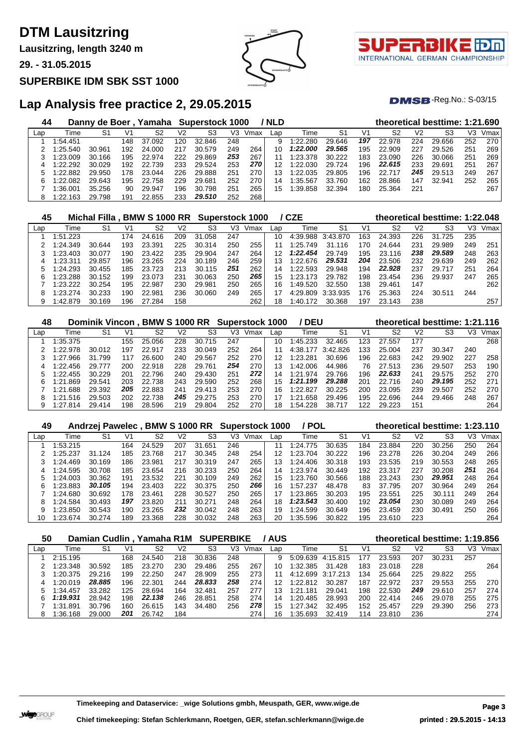# DTM Lausitzring

**Lausitzring, length 3240 m**

**29. - 31.05.2015**

**SUPERBIKE IDM SBK SST 1000**

## Lap Analysis free practice 2, 29.05.2015

DMSB-Reg.No.: S-03/15

### 44 Danny de Boer , Yamaha Superstock 1000 / NLD — theoretical besttime: 1:21.690

| Lap | Time | S1 | V1 | S2 | V2 | S3 | V3 | Vmax | Lap | Time | S1 | V1 | S2 | V2 | S3 | V3 | Vmax |
|---|---|---|---|---|---|---|---|---|---|---|---|---|---|---|---|---|---|
| 1 | 1:54.451 | | 148 | 37.092 | 120 | 32.846 | 248 | | 9 | 1:22.280 | 29.646 | **197** | 22.978 | 224 | 29.656 | 252 | 270 |
| 2 | 1:25.540 | 30.961 | 192 | 24.000 | 217 | 30.579 | 249 | 264 | 10 | ***1:22.000*** | ***29.565*** | 195 | 22.909 | 227 | 29.526 | 251 | 269 |
| 3 | 1:23.009 | 30.166 | 195 | 22.974 | 222 | 29.869 | **253** | 267 | 11 | 1:23.378 | 30.222 | 183 | 23.090 | 226 | 30.066 | 251 | 269 |
| 4 | 1:22.292 | 30.029 | 192 | 22.739 | 233 | 29.524 | 253 | **270** | 12 | 1:22.030 | 29.724 | 196 | ***22.615*** | 233 | 29.691 | 251 | 267 |
| 5 | 1:22.882 | 29.950 | 178 | 23.044 | 226 | 29.888 | 251 | 270 | 13 | 1:22.035 | 29.805 | 196 | 22.717 | **245** | 29.513 | 249 | 267 |
| 6 | 1:22.082 | 29.643 | 195 | 22.758 | 229 | 29.681 | 252 | 270 | 14 | 1:35.567 | 33.760 | 162 | 28.866 | 147 | 32.941 | 252 | 265 |
| 7 | 1:36.001 | 35.256 | 90 | 29.947 | 196 | 30.798 | 251 | 265 | 15 | 1:39.858 | 32.394 | 180 | 25.364 | 221 | | | 267 |
| 8 | 1:22.163 | 29.798 | 191 | 22.855 | 233 | ***29.510*** | 252 | 268 | | | | | | | | | |

### 45 Michal Filla , BMW S 1000 RR Superstock 1000 / CZE — theoretical besttime: 1:22.048

| Lap | Time | S1 | V1 | S2 | V2 | S3 | V3 | Vmax | Lap | Time | S1 | V1 | S2 | V2 | S3 | V3 | Vmax |
|---|---|---|---|---|---|---|---|---|---|---|---|---|---|---|---|---|---|
| 1 | 1:51.223 | | 174 | 24.616 | 209 | 31.058 | 247 | | 10 | 4:39.988 | 3:43.870 | 163 | 24.393 | 226 | 31.725 | 235 | |
| 2 | 1:24.349 | 30.644 | 193 | 23.391 | 225 | 30.314 | 250 | 255 | 11 | 1:25.749 | 31.116 | 170 | 24.644 | 231 | 29.989 | 249 | 251 |
| 3 | 1:23.403 | 30.077 | 190 | 23.422 | 235 | 29.904 | 247 | 264 | 12 | ***1:22.454*** | 29.749 | 195 | 23.116 | **238** | ***29.589*** | 248 | 263 |
| 4 | 1:23.311 | 29.857 | 196 | 23.265 | 224 | 30.189 | 246 | 259 | 13 | 1:22.676 | ***29.531*** | **204** | 23.506 | 232 | 29.639 | 249 | 262 |
| 5 | 1:24.293 | 30.455 | 185 | 23.723 | 213 | 30.115 | **251** | 262 | 14 | 1:22.593 | 29.948 | 194 | ***22.928*** | 237 | 29.717 | 251 | 264 |
| 6 | 1:23.288 | 30.152 | 199 | 23.073 | 231 | 30.063 | 250 | **265** | 15 | 1:23.173 | 29.782 | 198 | 23.454 | 236 | 29.937 | 247 | 265 |
| 7 | 1:23.222 | 30.254 | 195 | 22.987 | 230 | 29.981 | 250 | 265 | 16 | 1:49.520 | 32.550 | 138 | 29.461 | 147 | | | 262 |
| 8 | 1:23.274 | 30.233 | 190 | 22.981 | 236 | 30.060 | 249 | 265 | 17 | 4:29.809 | 3:33.935 | 176 | 25.363 | 224 | 30.511 | 244 | |
| 9 | 1:42.879 | 30.169 | 196 | 27.284 | 158 | | | 262 | 18 | 1:40.172 | 30.368 | 197 | 23.143 | 238 | | | 257 |

### 48 Dominik Vincon , BMW S 1000 RR Superstock 1000 / DEU — theoretical besttime: 1:21.116

| Lap | Time | S1 | V1 | S2 | V2 | S3 | V3 | Vmax | Lap | Time | S1 | V1 | S2 | V2 | S3 | V3 | Vmax |
|---|---|---|---|---|---|---|---|---|---|---|---|---|---|---|---|---|---|
| 1 | 1:35.375 | | 155 | 25.056 | 228 | 30.715 | 247 | | 10 | 1:45.233 | 32.465 | 123 | 27.557 | 177 | | | 268 |
| 2 | 1:22.978 | 30.012 | 197 | 22.917 | 233 | 30.049 | 252 | 264 | 11 | 4:38.177 | 3:42.826 | 133 | 25.004 | 237 | 30.347 | 240 | |
| 3 | 1:27.966 | 31.799 | 117 | 26.600 | 240 | 29.567 | 252 | 270 | 12 | 1:23.281 | 30.696 | 196 | 22.683 | 242 | 29.902 | 227 | 258 |
| 4 | 1:22.456 | 29.777 | 200 | 22.918 | 228 | 29.761 | **254** | 270 | 13 | 1:42.006 | 44.986 | 76 | 27.513 | 236 | 29.507 | 253 | 190 |
| 5 | 1:22.455 | 30.229 | 201 | 22.796 | 240 | 29.430 | 251 | **272** | 14 | 1:21.974 | 29.766 | 196 | ***22.633*** | 241 | 29.575 | 252 | 270 |
| 6 | 1:21.869 | 29.541 | 203 | 22.738 | 243 | 29.590 | 252 | 268 | 15 | ***1:21.199*** | ***29.288*** | 201 | 22.716 | 240 | ***29.195*** | 252 | 271 |
| 7 | 1:21.688 | 29.392 | **205** | 22.883 | 241 | 29.413 | 253 | 270 | 16 | 1:22.827 | 30.225 | 200 | 23.095 | 239 | 29.507 | 252 | 270 |
| 8 | 1:21.516 | 29.503 | 202 | 22.738 | **245** | 29.275 | 253 | 270 | 17 | 1:21.658 | 29.496 | 195 | 22.696 | 244 | 29.466 | 248 | 267 |
| 9 | 1:27.814 | 29.414 | 198 | 28.596 | 219 | 29.804 | 252 | 270 | 18 | 1:54.228 | 38.717 | 122 | 29.223 | 151 | | | 264 |

### 49 Andrzej Pawelec , BMW S 1000 RR Superstock 1000 / POL — theoretical besttime: 1:23.110

| Lap | Time | S1 | V1 | S2 | V2 | S3 | V3 | Vmax | Lap | Time | S1 | V1 | S2 | V2 | S3 | V3 | Vmax |
|---|---|---|---|---|---|---|---|---|---|---|---|---|---|---|---|---|---|
| 1 | 1:53.215 | | 164 | 24.529 | 207 | 31.651 | 246 | | 11 | 1:24.775 | 30.635 | 184 | 23.884 | 220 | 30.256 | 250 | 264 |
| 2 | 1:25.237 | 31.124 | 185 | 23.768 | 217 | 30.345 | 248 | 254 | 12 | 1:23.704 | 30.222 | 196 | 23.278 | 226 | 30.204 | 249 | 266 |
| 3 | 1:24.469 | 30.169 | 186 | 23.981 | 217 | 30.319 | 247 | 265 | 13 | 1:24.406 | 30.318 | 193 | 23.535 | 219 | 30.553 | 248 | 265 |
| 4 | 1:24.595 | 30.708 | 185 | 23.654 | 216 | 30.233 | 250 | 264 | 14 | 1:23.974 | 30.449 | 192 | 23.317 | 227 | 30.208 | **251** | 264 |
| 5 | 1:24.003 | 30.362 | 191 | 23.532 | 221 | 30.109 | 249 | 262 | 15 | 1:23.760 | 30.566 | 188 | 23.243 | 230 | ***29.951*** | 248 | 264 |
| 6 | 1:23.883 | ***30.105*** | 194 | 23.403 | 222 | 30.375 | 250 | **266** | 16 | 1:57.237 | 48.478 | 83 | 37.795 | 207 | 30.964 | 249 | 264 |
| 7 | 1:24.680 | 30.692 | 178 | 23.461 | 228 | 30.527 | 250 | 265 | 17 | 1:23.865 | 30.203 | 195 | 23.551 | 225 | 30.111 | 249 | 264 |
| 8 | 1:24.584 | 30.493 | **197** | 23.820 | 211 | 30.271 | 248 | 264 | 18 | ***1:23.543*** | 30.400 | 192 | ***23.054*** | 230 | 30.089 | 249 | 264 |
| 9 | 1:23.850 | 30.543 | 190 | 23.265 | **232** | 30.042 | 248 | 263 | 19 | 1:24.599 | 30.649 | 196 | 23.459 | 230 | 30.491 | 250 | 266 |
| 10 | 1:23.674 | 30.274 | 189 | 23.368 | 228 | 30.032 | 248 | 263 | 20 | 1:35.596 | 30.822 | 195 | 23.610 | 223 | | | 264 |

### 50 Damian Cudlin , Yamaha R1M SUPERBIKE / AUS — theoretical besttime: 1:19.856

| Lap | Time | S1 | V1 | S2 | V2 | S3 | V3 | Vmax | Lap | Time | S1 | V1 | S2 | V2 | S3 | V3 | Vmax |
|---|---|---|---|---|---|---|---|---|---|---|---|---|---|---|---|---|---|
| 1 | 2:15.195 | | 168 | 24.540 | 218 | 30.836 | 248 | | 9 | 5:09.639 | 4:15.815 | 177 | 23.593 | 207 | 30.231 | 257 | |
| 2 | 1:23.348 | 30.592 | 185 | 23.270 | 230 | 29.486 | 255 | 267 | 10 | 1:32.385 | 31.428 | 183 | 23.018 | 228 | | | 264 |
| 3 | 1:20.375 | 29.216 | 199 | 22.250 | 247 | 28.909 | 255 | 273 | 11 | 4:12.699 | 3:17.213 | 134 | 25.664 | 225 | 29.822 | 255 | |
| 4 | 1:20.019 | ***28.885*** | 196 | 22.301 | 244 | ***28.833*** | **258** | 274 | 12 | 1:22.812 | 30.287 | 187 | 22.972 | 237 | 29.553 | 255 | 270 |
| 5 | 1:34.457 | 33.282 | 125 | 28.694 | 164 | 32.481 | 257 | 277 | 13 | 1:21.181 | 29.041 | 198 | 22.530 | **249** | 29.610 | 257 | 274 |
| 6 | ***1:19.931*** | 28.942 | 198 | ***22.138*** | 246 | 28.851 | 258 | 274 | 14 | 1:20.485 | 28.993 | 200 | 22.414 | 246 | 29.078 | 255 | 275 |
| 7 | 1:31.891 | 30.796 | 160 | 26.615 | 143 | 34.480 | 256 | **278** | 15 | 1:27.342 | 32.495 | 152 | 25.457 | 229 | 29.390 | 256 | 273 |
| 8 | 1:36.168 | 29.000 | **201** | 26.742 | 184 | | | 274 | 16 | 1:35.693 | 32.419 | 114 | 23.810 | 236 | | | 274 |

**Timekeeping and Dataservice: _wige Solutions gmbh, Meuspath, GER, www.wige.de**

**Chief timekeeping: Stefan Schlerkmann, Roetgen, GER, stefan.schlerkmann@wige.de**

**printed : 29.5.2015 - 14:13**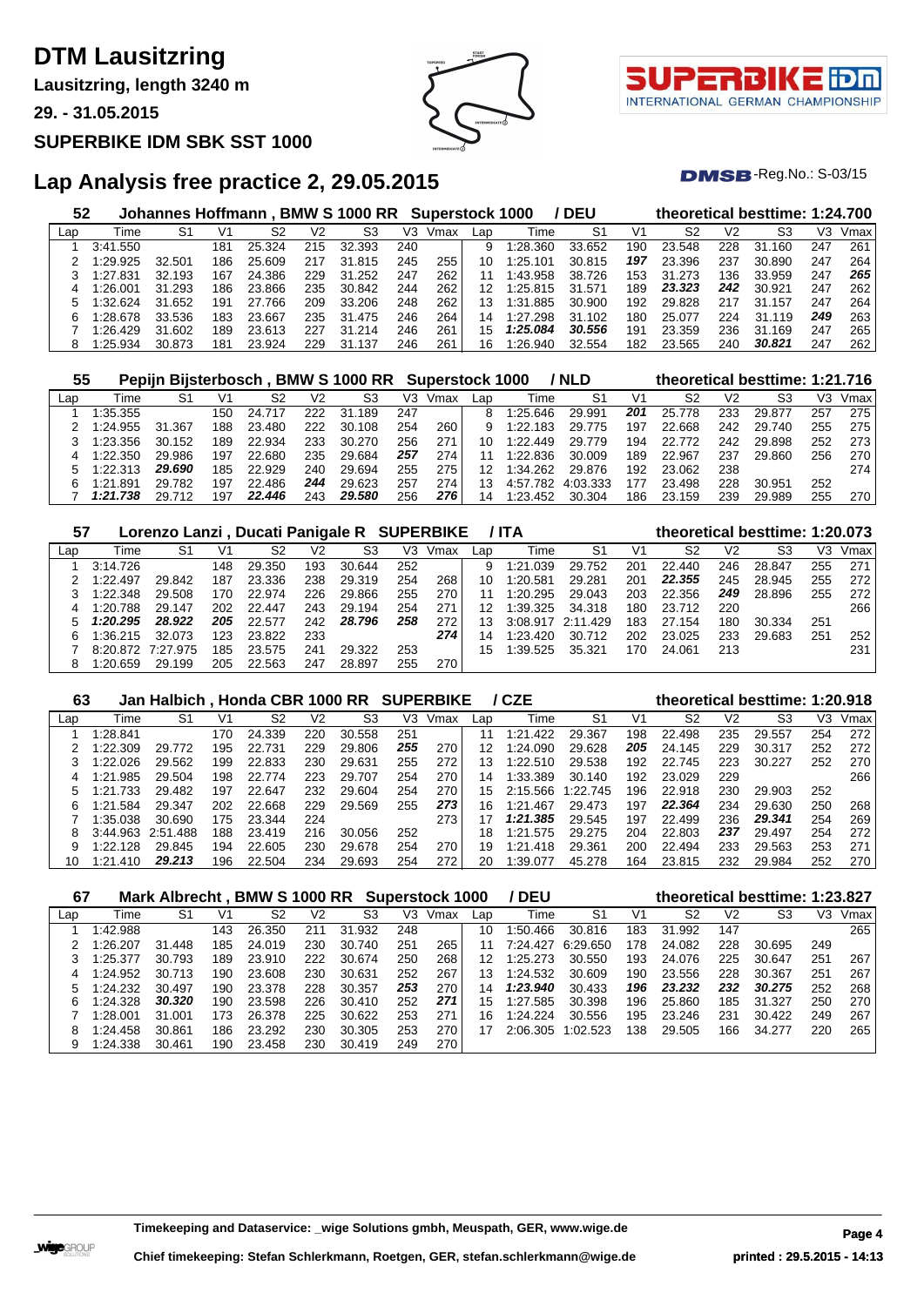# DTM Lausitzring

**Lausitzring, length 3240 m**

**29. - 31.05.2015**

**SUPERBIKE IDM SBK SST 1000**

## Lap Analysis free practice 2, 29.05.2015

DMSB-Reg.No.: S-03/15

### 52 Johannes Hoffmann , BMW S 1000 RR Superstock 1000 / DEU — theoretical besttime: 1:24.700

| Lap | Time | S1 | V1 | S2 | V2 | S3 | V3 | Vmax | Lap | Time | S1 | V1 | S2 | V2 | S3 | V3 | Vmax |
|---|---|---|---|---|---|---|---|---|---|---|---|---|---|---|---|---|---|
| 1 | 3:41.550 | | 181 | 25.324 | 215 | 32.393 | 240 | | 9 | 1:28.360 | 33.652 | 190 | 23.548 | 228 | 31.160 | 247 | 261 |
| 2 | 1:29.925 | 32.501 | 186 | 25.609 | 217 | 31.815 | 245 | 255 | 10 | 1:25.101 | 30.815 | ***197*** | 23.396 | 237 | 30.890 | 247 | 264 |
| 3 | 1:27.831 | 32.193 | 167 | 24.386 | 229 | 31.252 | 247 | 262 | 11 | 1:43.958 | 38.726 | 153 | 31.273 | 136 | 33.959 | 247 | ***265*** |
| 4 | 1:26.001 | 31.293 | 186 | 23.866 | 235 | 30.842 | 244 | 262 | 12 | 1:25.815 | 31.571 | 189 | ***23.323*** | ***242*** | 30.921 | 247 | 262 |
| 5 | 1:32.624 | 31.652 | 191 | 27.766 | 209 | 33.206 | 248 | 262 | 13 | 1:31.885 | 30.900 | 192 | 29.828 | 217 | 31.157 | 247 | 264 |
| 6 | 1:28.678 | 33.536 | 183 | 23.667 | 235 | 31.475 | 246 | 264 | 14 | 1:27.298 | 31.102 | 180 | 25.077 | 224 | 31.119 | ***249*** | 263 |
| 7 | 1:26.429 | 31.602 | 189 | 23.613 | 227 | 31.214 | 246 | 261 | 15 | ***1:25.084*** | ***30.556*** | 191 | 23.359 | 236 | 31.169 | 247 | 265 |
| 8 | 1:25.934 | 30.873 | 181 | 23.924 | 229 | 31.137 | 246 | 261 | 16 | 1:26.940 | 32.554 | 182 | 23.565 | 240 | ***30.821*** | 247 | 262 |

### 55 Pepijn Bijsterbosch , BMW S 1000 RR Superstock 1000 / NLD — theoretical besttime: 1:21.716

| Lap | Time | S1 | V1 | S2 | V2 | S3 | V3 | Vmax | Lap | Time | S1 | V1 | S2 | V2 | S3 | V3 | Vmax |
|---|---|---|---|---|---|---|---|---|---|---|---|---|---|---|---|---|---|
| 1 | 1:35.355 | | 150 | 24.717 | 222 | 31.189 | 247 | | 8 | 1:25.646 | 29.991 | ***201*** | 25.778 | 233 | 29.877 | 257 | 275 |
| 2 | 1:24.955 | 31.367 | 188 | 23.480 | 222 | 30.108 | 254 | 260 | 9 | 1:22.183 | 29.775 | 197 | 22.668 | 242 | 29.740 | 255 | 275 |
| 3 | 1:23.356 | 30.152 | 189 | 22.934 | 233 | 30.270 | 256 | 271 | 10 | 1:22.449 | 29.779 | 194 | 22.772 | 242 | 29.898 | 252 | 273 |
| 4 | 1:22.350 | 29.986 | 197 | 22.680 | 235 | 29.684 | ***257*** | 274 | 11 | 1:22.836 | 30.009 | 189 | 22.967 | 237 | 29.860 | 256 | 270 |
| 5 | 1:22.313 | ***29.690*** | 185 | 22.929 | 240 | 29.694 | 255 | 275 | 12 | 1:34.262 | 29.876 | 192 | 23.062 | 238 | | | 274 |
| 6 | 1:21.891 | 29.782 | 197 | 22.486 | ***244*** | 29.623 | 257 | 274 | 13 | 4:57.782 | 4:03.333 | 177 | 23.498 | 228 | 30.951 | 252 | |
| 7 | ***1:21.738*** | 29.712 | 197 | ***22.446*** | 243 | ***29.580*** | 256 | ***276*** | 14 | 1:23.452 | 30.304 | 186 | 23.159 | 239 | 29.989 | 255 | 270 |

### 57 Lorenzo Lanzi , Ducati Panigale R SUPERBIKE / ITA — theoretical besttime: 1:20.073

| Lap | Time | S1 | V1 | S2 | V2 | S3 | V3 | Vmax | Lap | Time | S1 | V1 | S2 | V2 | S3 | V3 | Vmax |
|---|---|---|---|---|---|---|---|---|---|---|---|---|---|---|---|---|---|
| 1 | 3:14.726 | | 148 | 29.350 | 193 | 30.644 | 252 | | 9 | 1:21.039 | 29.752 | 201 | 22.440 | 246 | 28.847 | 255 | 271 |
| 2 | 1:22.497 | 29.842 | 187 | 23.336 | 238 | 29.319 | 254 | 268 | 10 | 1:20.581 | 29.281 | 201 | ***22.355*** | 245 | 28.945 | 255 | 272 |
| 3 | 1:22.348 | 29.508 | 170 | 22.974 | 226 | 29.866 | 255 | 270 | 11 | 1:20.295 | 29.043 | 203 | 22.356 | ***249*** | 28.896 | 255 | 272 |
| 4 | 1:20.788 | 29.147 | 202 | 22.447 | 243 | 29.194 | 254 | 271 | 12 | 1:39.325 | 34.318 | 180 | 23.712 | 220 | | | 266 |
| 5 | ***1:20.295*** | ***28.922*** | ***205*** | 22.577 | 242 | ***28.796*** | ***258*** | 272 | 13 | 3:08.917 | 2:11.429 | 183 | 27.154 | 180 | 30.334 | 251 | |
| 6 | 1:36.215 | 32.073 | 123 | 23.822 | 233 | | | ***274*** | 14 | 1:23.420 | 30.712 | 202 | 23.025 | 233 | 29.683 | 251 | 252 |
| 7 | 8:20.872 | 7:27.975 | 185 | 23.575 | 241 | 29.322 | 253 | | 15 | 1:39.525 | 35.321 | 170 | 24.061 | 213 | | | 231 |
| 8 | 1:20.659 | 29.199 | 205 | 22.563 | 247 | 28.897 | 255 | 270 | | | | | | | | | |

### 63 Jan Halbich , Honda CBR 1000 RR SUPERBIKE / CZE — theoretical besttime: 1:20.918

| Lap | Time | S1 | V1 | S2 | V2 | S3 | V3 | Vmax | Lap | Time | S1 | V1 | S2 | V2 | S3 | V3 | Vmax |
|---|---|---|---|---|---|---|---|---|---|---|---|---|---|---|---|---|---|
| 1 | 1:28.841 | | 170 | 24.339 | 220 | 30.558 | 251 | | 11 | 1:21.422 | 29.367 | 198 | 22.498 | 235 | 29.557 | 254 | 272 |
| 2 | 1:22.309 | 29.772 | 195 | 22.731 | 229 | 29.806 | ***255*** | 270 | 12 | 1:24.090 | 29.628 | ***205*** | 24.145 | 229 | 30.317 | 252 | 272 |
| 3 | 1:22.026 | 29.562 | 199 | 22.833 | 230 | 29.631 | 255 | 272 | 13 | 1:22.510 | 29.538 | 192 | 22.745 | 223 | 30.227 | 252 | 270 |
| 4 | 1:21.985 | 29.504 | 198 | 22.774 | 223 | 29.707 | 254 | 270 | 14 | 1:33.389 | 30.140 | 192 | 23.029 | 229 | | | 266 |
| 5 | 1:21.733 | 29.482 | 197 | 22.647 | 232 | 29.604 | 254 | 270 | 15 | 2:15.566 | 1:22.745 | 196 | 22.918 | 230 | 29.903 | 252 | |
| 6 | 1:21.584 | 29.347 | 202 | 22.668 | 229 | 29.569 | 255 | ***273*** | 16 | 1:21.467 | 29.473 | 197 | ***22.364*** | 234 | 29.630 | 250 | 268 |
| 7 | 1:35.038 | 30.690 | 175 | 23.344 | 224 | | | 273 | 17 | ***1:21.385*** | 29.545 | 197 | 22.499 | 236 | ***29.341*** | 254 | 269 |
| 8 | 3:44.963 | 2:51.488 | 188 | 23.419 | 216 | 30.056 | 252 | | 18 | 1:21.575 | 29.275 | 204 | 22.803 | ***237*** | 29.497 | 254 | 272 |
| 9 | 1:22.128 | 29.845 | 194 | 22.605 | 230 | 29.678 | 254 | 270 | 19 | 1:21.418 | 29.361 | 200 | 22.494 | 233 | 29.563 | 253 | 271 |
| 10 | 1:21.410 | ***29.213*** | 196 | 22.504 | 234 | 29.693 | 254 | 272 | 20 | 1:39.077 | 45.278 | 164 | 23.815 | 232 | 29.984 | 252 | 270 |

### 67 Mark Albrecht , BMW S 1000 RR Superstock 1000 / DEU — theoretical besttime: 1:23.827

| Lap | Time | S1 | V1 | S2 | V2 | S3 | V3 | Vmax | Lap | Time | S1 | V1 | S2 | V2 | S3 | V3 | Vmax |
|---|---|---|---|---|---|---|---|---|---|---|---|---|---|---|---|---|---|
| 1 | 1:42.988 | | 143 | 26.350 | 211 | 31.932 | 248 | | 10 | 1:50.466 | 30.816 | 183 | 31.992 | 147 | | | 265 |
| 2 | 1:26.207 | 31.448 | 185 | 24.019 | 230 | 30.740 | 251 | 265 | 11 | 7:24.427 | 6:29.650 | 178 | 24.082 | 228 | 30.695 | 249 | |
| 3 | 1:25.377 | 30.793 | 189 | 23.910 | 222 | 30.674 | 250 | 268 | 12 | 1:25.273 | 30.550 | 193 | 24.076 | 225 | 30.647 | 251 | 267 |
| 4 | 1:24.952 | 30.713 | 190 | 23.608 | 230 | 30.631 | 252 | 267 | 13 | 1:24.532 | 30.609 | 190 | 23.556 | 228 | 30.367 | 251 | 267 |
| 5 | 1:24.232 | 30.497 | 190 | 23.378 | 228 | 30.357 | ***253*** | 270 | 14 | ***1:23.940*** | 30.433 | ***196*** | ***23.232*** | ***232*** | ***30.275*** | 252 | 268 |
| 6 | 1:24.328 | ***30.320*** | 190 | 23.598 | 226 | 30.410 | 252 | ***271*** | 15 | 1:27.585 | 30.398 | 196 | 25.860 | 185 | 31.327 | 250 | 270 |
| 7 | 1:28.001 | 31.001 | 173 | 26.378 | 225 | 30.622 | 253 | 271 | 16 | 1:24.224 | 30.556 | 195 | 23.246 | 231 | 30.422 | 249 | 267 |
| 8 | 1:24.458 | 30.861 | 186 | 23.292 | 230 | 30.305 | 253 | 270 | 17 | 2:06.305 | 1:02.523 | 138 | 29.505 | 166 | 34.277 | 220 | 265 |
| 9 | 1:24.338 | 30.461 | 190 | 23.458 | 230 | 30.419 | 249 | 270 | | | | | | | | | |

**Timekeeping and Dataservice: _wige Solutions gmbh, Meuspath, GER, www.wige.de**

**Chief timekeeping: Stefan Schlerkmann, Roetgen, GER, stefan.schlerkmann@wige.de**

**printed : 29.5.2015 - 14:13**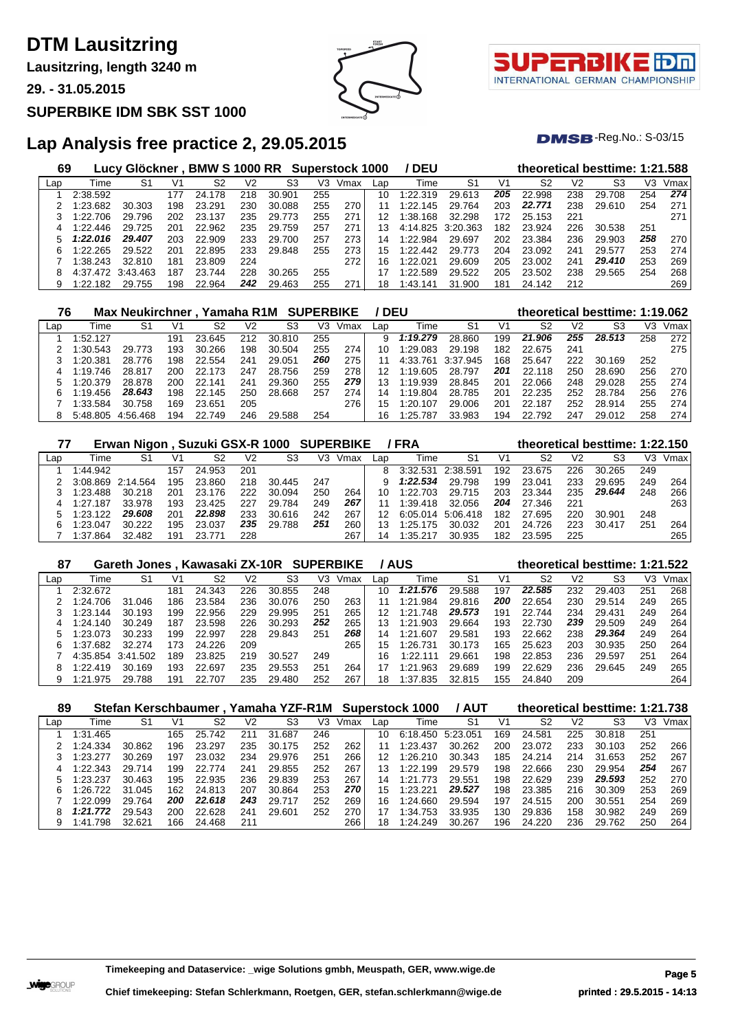# DTM Lausitzring

**Lausitzring, length 3240 m**

**29. - 31.05.2015**

**SUPERBIKE IDM SBK SST 1000**

## Lap Analysis free practice 2, 29.05.2015

DMSB-Reg.No.: S-03/15

### 69 Lucy Glöckner , BMW S 1000 RR Superstock 1000 / DEU — theoretical besttime: 1:21.588

| Lap | Time | S1 | V1 | S2 | V2 | S3 | V3 | Vmax | Lap | Time | S1 | V1 | S2 | V2 | S3 | V3 | Vmax |
|---|---|---|---|---|---|---|---|---|---|---|---|---|---|---|---|---|---|
| 1 | 2:38.592 | | 177 | 24.178 | 218 | 30.901 | 255 | | 10 | 1:22.319 | 29.613 | **205** | 22.998 | 238 | 29.708 | 254 | **274** |
| 2 | 1:23.682 | 30.303 | 198 | 23.291 | 230 | 30.088 | 255 | 270 | 11 | 1:22.145 | 29.764 | 203 | **22.771** | 238 | 29.610 | 254 | 271 |
| 3 | 1:22.706 | 29.796 | 202 | 23.137 | 235 | 29.773 | 255 | 271 | 12 | 1:38.168 | 32.298 | 172 | 25.153 | 221 | | | 271 |
| 4 | 1:22.446 | 29.725 | 201 | 22.962 | 235 | 29.759 | 257 | 271 | 13 | 4:14.825 | 3:20.363 | 182 | 23.924 | 226 | 30.538 | 251 | |
| 5 | **1:22.016** | **29.407** | 203 | 22.909 | 233 | 29.700 | 257 | 273 | 14 | 1:22.984 | 29.697 | 202 | 23.384 | 236 | 29.903 | **258** | 270 |
| 6 | 1:22.265 | 29.522 | 201 | 22.895 | 233 | 29.848 | 255 | 273 | 15 | 1:22.442 | 29.773 | 204 | 23.092 | 241 | 29.577 | 253 | 274 |
| 7 | 1:38.243 | 32.810 | 181 | 23.809 | 224 | | | 272 | 16 | 1:22.021 | 29.609 | 205 | 23.002 | 241 | **29.410** | 253 | 269 |
| 8 | 4:37.472 | 3:43.463 | 187 | 23.744 | 228 | 30.265 | 255 | | 17 | 1:22.589 | 29.522 | 205 | 23.502 | 238 | 29.565 | 254 | 268 |
| 9 | 1:22.182 | 29.755 | 198 | 22.964 | **242** | 29.463 | 255 | 271 | 18 | 1:43.141 | 31.900 | 181 | 24.142 | 212 | | | 269 |

### 76 Max Neukirchner , Yamaha R1M SUPERBIKE / DEU — theoretical besttime: 1:19.062

| Lap | Time | S1 | V1 | S2 | V2 | S3 | V3 | Vmax | Lap | Time | S1 | V1 | S2 | V2 | S3 | V3 | Vmax |
|---|---|---|---|---|---|---|---|---|---|---|---|---|---|---|---|---|---|
| 1 | 1:52.127 | | 191 | 23.645 | 212 | 30.810 | 255 | | 9 | **1:19.279** | 28.860 | 199 | **21.906** | **255** | **28.513** | 258 | 272 |
| 2 | 1:30.543 | 29.773 | 193 | 30.266 | 198 | 30.504 | 255 | 274 | 10 | 1:29.083 | 29.198 | 182 | 22.675 | 241 | | | 275 |
| 3 | 1:20.381 | 28.776 | 198 | 22.554 | 241 | 29.051 | **260** | 275 | 11 | 4:33.761 | 3:37.945 | 168 | 25.647 | 222 | 30.169 | 252 | |
| 4 | 1:19.746 | 28.817 | 200 | 22.173 | 247 | 28.756 | 259 | 278 | 12 | 1:19.605 | 28.797 | **201** | 22.118 | 250 | 28.690 | 256 | 270 |
| 5 | 1:20.379 | 28.878 | 200 | 22.141 | 241 | 29.360 | 255 | **279** | 13 | 1:19.939 | 28.845 | 201 | 22.066 | 248 | 29.028 | 255 | 274 |
| 6 | 1:19.456 | **28.643** | 198 | 22.145 | 250 | 28.668 | 257 | 274 | 14 | 1:19.804 | 28.785 | 201 | 22.235 | 252 | 28.784 | 256 | 276 |
| 7 | 1:33.584 | 30.758 | 169 | 23.651 | 205 | | | 276 | 15 | 1:20.107 | 29.006 | 201 | 22.187 | 252 | 28.914 | 255 | 274 |
| 8 | 5:48.805 | 4:56.468 | 194 | 22.749 | 246 | 29.588 | 254 | | 16 | 1:25.787 | 33.983 | 194 | 22.792 | 247 | 29.012 | 258 | 274 |

### 77 Erwan Nigon , Suzuki GSX-R 1000 SUPERBIKE / FRA — theoretical besttime: 1:22.150

| Lap | Time | S1 | V1 | S2 | V2 | S3 | V3 | Vmax | Lap | Time | S1 | V1 | S2 | V2 | S3 | V3 | Vmax |
|---|---|---|---|---|---|---|---|---|---|---|---|---|---|---|---|---|---|
| 1 | 1:44.942 | | 157 | 24.953 | 201 | | | | 8 | 3:32.531 | 2:38.591 | 192 | 23.675 | 226 | 30.265 | 249 | |
| 2 | 3:08.869 | 2:14.564 | 195 | 23.860 | 218 | 30.445 | 247 | | 9 | **1:22.534** | 29.798 | 199 | 23.041 | 233 | 29.695 | 249 | 264 |
| 3 | 1:23.488 | 30.218 | 201 | 23.176 | 222 | 30.094 | 250 | 264 | 10 | 1:22.703 | 29.715 | 203 | 23.344 | 235 | **29.644** | 248 | 266 |
| 4 | 1:27.187 | 33.978 | 193 | 23.425 | 227 | 29.784 | 249 | **267** | 11 | 1:39.418 | 32.056 | **204** | 27.346 | 221 | | | 263 |
| 5 | 1:23.122 | **29.608** | 201 | **22.898** | 233 | 30.616 | 242 | 267 | 12 | 6:05.014 | 5:06.418 | 182 | 27.695 | 220 | 30.901 | 248 | |
| 6 | 1:23.047 | 30.222 | 195 | 23.037 | **235** | 29.788 | **251** | 260 | 13 | 1:25.175 | 30.032 | 201 | 24.726 | 223 | 30.417 | 251 | 264 |
| 7 | 1:37.864 | 32.482 | 191 | 23.771 | 228 | | | 267 | 14 | 1:35.217 | 30.935 | 182 | 23.595 | 225 | | | 265 |

### 87 Gareth Jones , Kawasaki ZX-10R SUPERBIKE / AUS — theoretical besttime: 1:21.522

| Lap | Time | S1 | V1 | S2 | V2 | S3 | V3 | Vmax | Lap | Time | S1 | V1 | S2 | V2 | S3 | V3 | Vmax |
|---|---|---|---|---|---|---|---|---|---|---|---|---|---|---|---|---|---|
| 1 | 2:32.672 | | 181 | 24.343 | 226 | 30.855 | 248 | | 10 | **1:21.576** | 29.588 | 197 | **22.585** | 232 | 29.403 | 251 | 268 |
| 2 | 1:24.706 | 31.046 | 186 | 23.584 | 236 | 30.076 | 250 | 263 | 11 | 1:21.984 | 29.816 | **200** | 22.654 | 230 | 29.514 | 249 | 265 |
| 3 | 1:23.144 | 30.193 | 199 | 22.956 | 229 | 29.995 | 251 | 265 | 12 | 1:21.748 | **29.573** | 191 | 22.744 | 234 | 29.431 | 249 | 264 |
| 4 | 1:24.140 | 30.249 | 187 | 23.598 | 226 | 30.293 | **252** | 265 | 13 | 1:21.903 | 29.664 | 193 | 22.730 | **239** | 29.509 | 249 | 264 |
| 5 | 1:23.073 | 30.233 | 199 | 22.997 | 228 | 29.843 | 251 | **268** | 14 | 1:21.607 | 29.581 | 193 | 22.662 | 238 | **29.364** | 249 | 264 |
| 6 | 1:37.682 | 32.274 | 173 | 24.226 | 209 | | | 265 | 15 | 1:26.731 | 30.173 | 165 | 25.623 | 203 | 30.935 | 250 | 264 |
| 7 | 4:35.854 | 3:41.502 | 189 | 23.825 | 219 | 30.527 | 249 | | 16 | 1:22.111 | 29.661 | 198 | 22.853 | 236 | 29.597 | 251 | 264 |
| 8 | 1:22.419 | 30.169 | 193 | 22.697 | 235 | 29.553 | 251 | 264 | 17 | 1:21.963 | 29.689 | 199 | 22.629 | 236 | 29.645 | 249 | 265 |
| 9 | 1:21.975 | 29.788 | 191 | 22.707 | 235 | 29.480 | 252 | 267 | 18 | 1:37.835 | 32.815 | 155 | 24.840 | 209 | | | 264 |

### 89 Stefan Kerschbaumer , Yamaha YZF-R1M Superstock 1000 / AUT — theoretical besttime: 1:21.738

| Lap | Time | S1 | V1 | S2 | V2 | S3 | V3 | Vmax | Lap | Time | S1 | V1 | S2 | V2 | S3 | V3 | Vmax |
|---|---|---|---|---|---|---|---|---|---|---|---|---|---|---|---|---|---|
| 1 | 1:31.465 | | 165 | 25.742 | 211 | 31.687 | 246 | | 10 | 6:18.450 | 5:23.051 | 169 | 24.581 | 225 | 30.818 | 251 | |
| 2 | 1:24.334 | 30.862 | 196 | 23.297 | 235 | 30.175 | 252 | 262 | 11 | 1:23.437 | 30.262 | 200 | 23.072 | 233 | 30.103 | 252 | 266 |
| 3 | 1:23.277 | 30.269 | 197 | 23.032 | 234 | 29.976 | 251 | 266 | 12 | 1:26.210 | 30.343 | 185 | 24.214 | 214 | 31.653 | 252 | 267 |
| 4 | 1:22.343 | 29.714 | 199 | 22.774 | 241 | 29.855 | 252 | 267 | 13 | 1:22.199 | 29.579 | 198 | 22.666 | 230 | 29.954 | **254** | 267 |
| 5 | 1:23.237 | 30.463 | 195 | 22.935 | 236 | 29.839 | 253 | 267 | 14 | 1:21.773 | 29.551 | 198 | 22.629 | 239 | **29.593** | 252 | 270 |
| 6 | 1:26.722 | 31.045 | 162 | 24.813 | 207 | 30.864 | 253 | **270** | 15 | 1:23.221 | **29.527** | 198 | 23.385 | 216 | 30.309 | 253 | 269 |
| 7 | 1:22.099 | 29.764 | **200** | **22.618** | **243** | 29.717 | 252 | 269 | 16 | 1:24.660 | 29.594 | 197 | 24.515 | 200 | 30.551 | 254 | 269 |
| 8 | **1:21.772** | 29.543 | 200 | 22.628 | 241 | 29.601 | 252 | 270 | 17 | 1:34.753 | 33.935 | 130 | 29.836 | 158 | 30.982 | 249 | 269 |
| 9 | 1:41.798 | 32.621 | 166 | 24.468 | 211 | | | 266 | 18 | 1:24.249 | 30.267 | 196 | 24.220 | 236 | 29.762 | 250 | 264 |

**Timekeeping and Dataservice: _wige Solutions gmbh, Meuspath, GER, www.wige.de**

**Chief timekeeping: Stefan Schlerkmann, Roetgen, GER, stefan.schlerkmann@wige.de**

**printed : 29.5.2015 - 14:13**